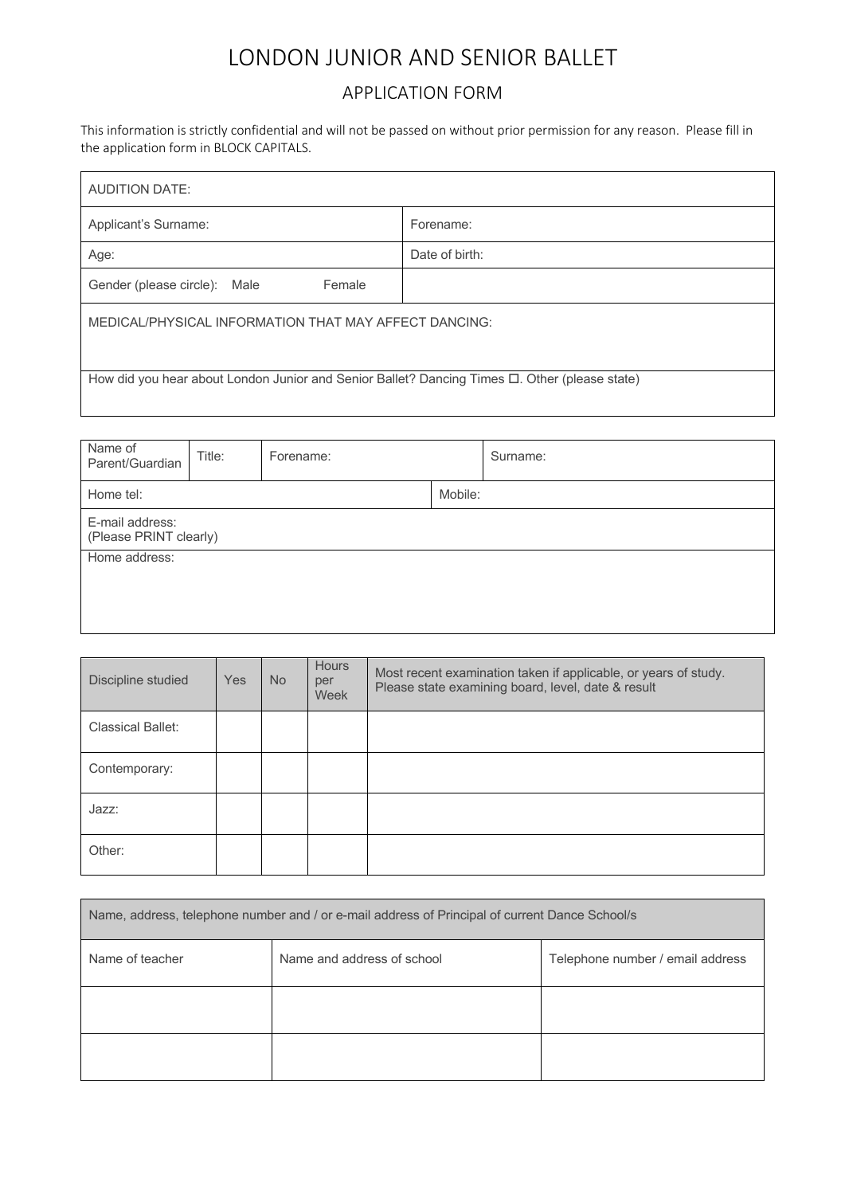# LONDON JUNIOR AND SENIOR BALLET

## APPLICATION FORM

This information is strictly confidential and will not be passed on without prior permission for any reason. Please fill in the application form in BLOCK CAPITALS.

| AUDITION DATE: | |
|---|---|
| Applicant's Surname: | Forename: |
| Age: | Date of birth: |
| Gender (please circle): Male Female | |
| MEDICAL/PHYSICAL INFORMATION THAT MAY AFFECT DANCING: | |
| How did you hear about London Junior and Senior Ballet? Dancing Times ☐. Other (please state) | |

| Name of Parent/Guardian | Title: | Forename: | Surname: |
|---|---|---|---|
| Home tel: | | | Mobile: |
| E-mail address: (Please PRINT clearly) | | | |
| Home address: | | | |

| Discipline studied | Yes | No | Hours per Week | Most recent examination taken if applicable, or years of study. Please state examining board, level, date & result |
|---|---|---|---|---|
| Classical Ballet: | | | | |
| Contemporary: | | | | |
| Jazz: | | | | |
| Other: | | | | |

| Name, address, telephone number and / or e-mail address of Principal of current Dance School/s | | |
|---|---|---|
| Name of teacher | Name and address of school | Telephone number / email address |
| | | |
| | | |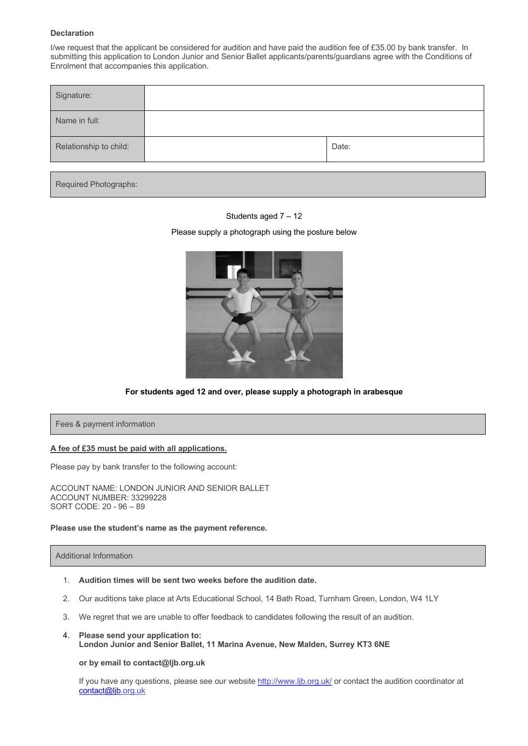**Declaration**

I/we request that the applicant be considered for audition and have paid the audition fee of £35.00 by bank transfer. In submitting this application to London Junior and Senior Ballet applicants/parents/guardians agree with the Conditions of Enrolment that accompanies this application.

| | | | |
|---|---|---|---|
| Signature: | | | |
| Name in full: | | | |
| Relationship to child: | | Date: | |

Required Photographs:

Students aged 7 – 12

Please supply a photograph using the posture below

**For students aged 12 and over, please supply a photograph in arabesque**

Fees & payment information

**A fee of £35 must be paid with all applications.**

Please pay by bank transfer to the following account:

ACCOUNT NAME: LONDON JUNIOR AND SENIOR BALLET
ACCOUNT NUMBER: 33299228
SORT CODE: 20 - 96 – 89

**Please use the student's name as the payment reference.**

Additional Information

1. **Audition times will be sent two weeks before the audition date.**
2. Our auditions take place at Arts Educational School, 14 Bath Road, Turnham Green, London, W4 1LY
3. We regret that we are unable to offer feedback to candidates following the result of an audition.
4. **Please send your application to:**
   **London Junior and Senior Ballet, 11 Marina Avenue, New Malden, Surrey KT3 6NE**

   **or by email to contact@ljb.org.uk**

   If you have any questions, please see our website http://www.ljb.org.uk/ or contact the audition coordinator at contact@ljb.org.uk